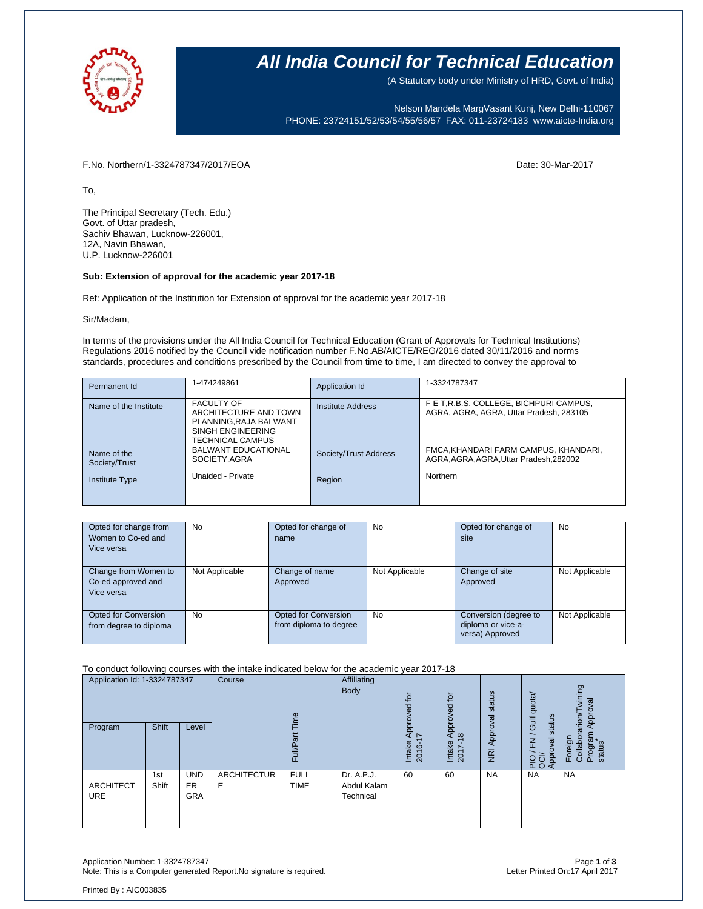# All India Council for Technical Education

(A Statutory body under Ministry of HRD, Govt. of India)

Nelson Mandela MargVasant Kunj, New Delhi-110067
PHONE: 23724151/52/53/54/55/56/57 FAX: 011-23724183 www.aicte-India.org

F.No. Northern/1-3324787347/2017/EOA

Date: 30-Mar-2017

To,

The Principal Secretary (Tech. Edu.)
Govt. of Uttar pradesh,
Sachiv Bhawan, Lucknow-226001,
12A, Navin Bhawan,
U.P. Lucknow-226001

**Sub: Extension of approval for the academic year 2017-18**

Ref: Application of the Institution for Extension of approval for the academic year 2017-18

Sir/Madam,

In terms of the provisions under the All India Council for Technical Education (Grant of Approvals for Technical Institutions) Regulations 2016 notified by the Council vide notification number F.No.AB/AICTE/REG/2016 dated 30/11/2016 and norms standards, procedures and conditions prescribed by the Council from time to time, I am directed to convey the approval to

| Permanent Id | 1-474249861 | Application Id | 1-3324787347 |
|---|---|---|---|
| Name of the Institute | FACULTY OF ARCHITECTURE AND TOWN PLANNING,RAJA BALWANT SINGH ENGINEERING TECHNICAL CAMPUS | Institute Address | F E T,R.B.S. COLLEGE, BICHPURI CAMPUS, AGRA, AGRA, AGRA, Uttar Pradesh, 283105 |
| Name of the Society/Trust | BALWANT EDUCATIONAL SOCIETY,AGRA | Society/Trust Address | FMCA,KHANDARI FARM CAMPUS, KHANDARI, AGRA,AGRA,AGRA,Uttar Pradesh,282002 |
| Institute Type | Unaided - Private | Region | Northern |

| Opted for change from Women to Co-ed and Vice versa | No | Opted for change of name | No | Opted for change of site | No |
|---|---|---|---|---|---|
| Change from Women to Co-ed approved and Vice versa | Not Applicable | Change of name Approved | Not Applicable | Change of site Approved | Not Applicable |
| Opted for Conversion from degree to diploma | No | Opted for Conversion from diploma to degree | No | Conversion (degree to diploma or vice-a-versa) Approved | Not Applicable |

To conduct following courses with the intake indicated below for the academic year 2017-18

| Application Id: 1-3324787347 | | | Course | Full/Part Time | Affiliating Body | Intake Approved for 2016-17 | Intake Approved for 2017-18 | NRI Approval status | PIO / FN / Gulf quota/ OCI/ Approval status | Foreign Collaborarion/Twining Program Approval status* |
|---|---|---|---|---|---|---|---|---|---|---|
| Program | Shift | Level | | | | | | | | |
| ARCHITECTURE | 1st Shift | UNDER GRA | ARCHITECTURE | FULL TIME | Dr. A.P.J. Abdul Kalam Technical | 60 | 60 | NA | NA | NA |

Application Number: 1-3324787347
Note: This is a Computer generated Report.No signature is required.

Letter Printed On:17 April 2017

Printed By : AIC003835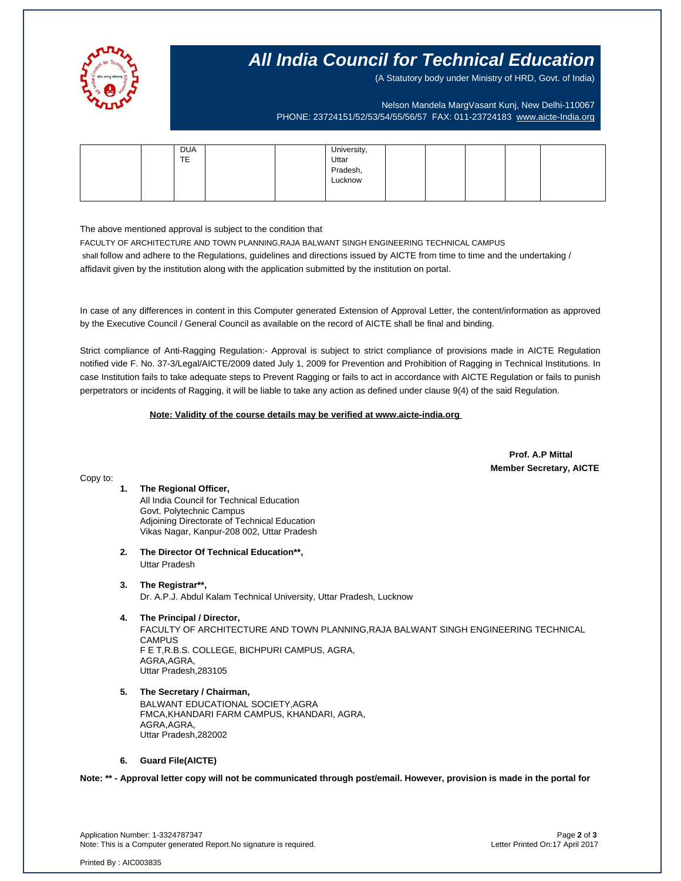# All India Council for Technical Education

(A Statutory body under Ministry of HRD, Govt. of India)

Nelson Mandela MargVasant Kunj, New Delhi-110067
PHONE: 23724151/52/53/54/55/56/57 FAX: 011-23724183 www.aicte-India.org

| | | | | | | | | | | |
|---|---|---|---|---|---|---|---|---|---|---|
| | | DUA TE | | | University, Uttar Pradesh, Lucknow | | | | | |

The above mentioned approval is subject to the condition that

FACULTY OF ARCHITECTURE AND TOWN PLANNING,RAJA BALWANT SINGH ENGINEERING TECHNICAL CAMPUS

shall follow and adhere to the Regulations, guidelines and directions issued by AICTE from time to time and the undertaking / affidavit given by the institution along with the application submitted by the institution on portal.

In case of any differences in content in this Computer generated Extension of Approval Letter, the content/information as approved by the Executive Council / General Council as available on the record of AICTE shall be final and binding.

Strict compliance of Anti-Ragging Regulation:- Approval is subject to strict compliance of provisions made in AICTE Regulation notified vide F. No. 37-3/Legal/AICTE/2009 dated July 1, 2009 for Prevention and Prohibition of Ragging in Technical Institutions. In case Institution fails to take adequate steps to Prevent Ragging or fails to act in accordance with AICTE Regulation or fails to punish perpetrators or incidents of Ragging, it will be liable to take any action as defined under clause 9(4) of the said Regulation.

**Note: Validity of the course details may be verified at www.aicte-india.org**

**Prof. A.P Mittal**
**Member Secretary, AICTE**

Copy to:

1. **The Regional Officer,**
   All India Council for Technical Education
   Govt. Polytechnic Campus
   Adjoining Directorate of Technical Education
   Vikas Nagar, Kanpur-208 002, Uttar Pradesh

2. **The Director Of Technical Education\*\*,**
   Uttar Pradesh

3. **The Registrar\*\*,**
   Dr. A.P.J. Abdul Kalam Technical University, Uttar Pradesh, Lucknow

4. **The Principal / Director,**
   FACULTY OF ARCHITECTURE AND TOWN PLANNING,RAJA BALWANT SINGH ENGINEERING TECHNICAL CAMPUS
   F E T,R.B.S. COLLEGE, BICHPURI CAMPUS, AGRA,
   AGRA,AGRA,
   Uttar Pradesh,283105

5. **The Secretary / Chairman,**
   BALWANT EDUCATIONAL SOCIETY,AGRA
   FMCA,KHANDARI FARM CAMPUS, KHANDARI, AGRA,
   AGRA,AGRA,
   Uttar Pradesh,282002

6. **Guard File(AICTE)**

**Note: \*\* - Approval letter copy will not be communicated through post/email. However, provision is made in the portal for**

Application Number: 1-3324787347
Note: This is a Computer generated Report.No signature is required.
Letter Printed On:17 April 2017

Printed By : AIC003835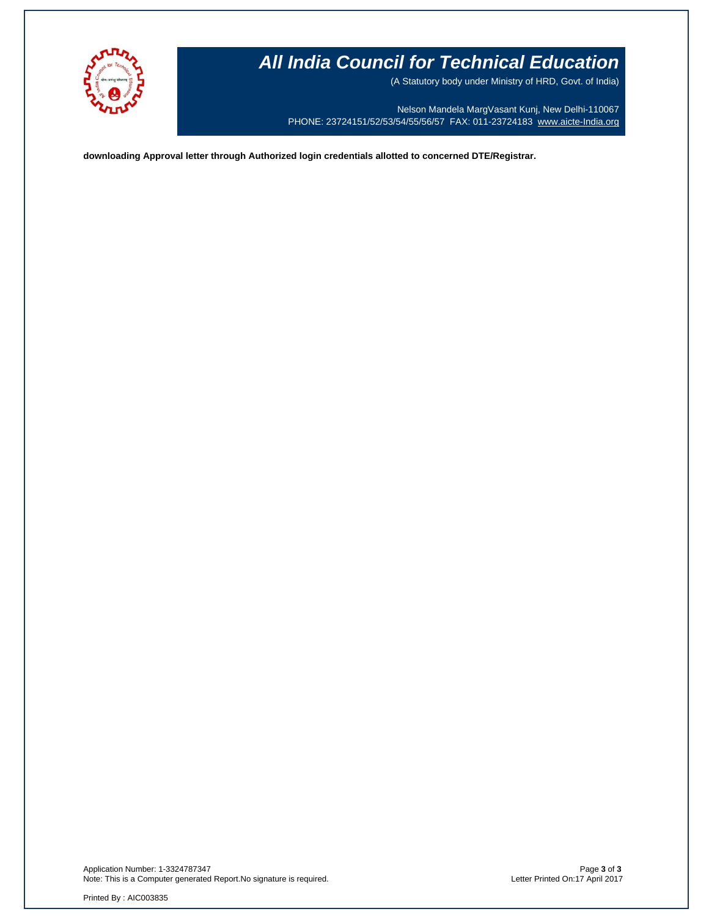**downloading Approval letter through Authorized login credentials allotted to concerned DTE/Registrar.**